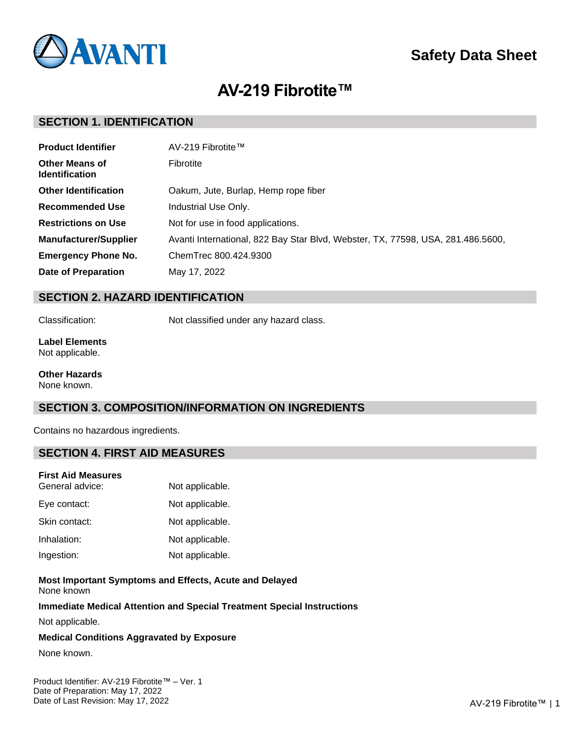AVANTI

# Safety Data Sheet

# AV-219 Fibrotite™

## SECTION 1. IDENTIFICATION

| | |
|---|---|
| **Product Identifier** | AV-219 Fibrotite™ |
| **Other Means of Identification** | Fibrotite |
| **Other Identification** | Oakum, Jute, Burlap, Hemp rope fiber |
| **Recommended Use** | Industrial Use Only. |
| **Restrictions on Use** | Not for use in food applications. |
| **Manufacturer/Supplier** | Avanti International, 822 Bay Star Blvd, Webster, TX, 77598, USA, 281.486.5600, |
| **Emergency Phone No.** | ChemTrec 800.424.9300 |
| **Date of Preparation** | May 17, 2022 |

## SECTION 2. HAZARD IDENTIFICATION

Classification: Not classified under any hazard class.

**Label Elements**
Not applicable.

**Other Hazards**
None known.

## SECTION 3. COMPOSITION/INFORMATION ON INGREDIENTS

Contains no hazardous ingredients.

## SECTION 4. FIRST AID MEASURES

**First Aid Measures**

| | |
|---|---|
| General advice: | Not applicable. |
| Eye contact: | Not applicable. |
| Skin contact: | Not applicable. |
| Inhalation: | Not applicable. |
| Ingestion: | Not applicable. |

**Most Important Symptoms and Effects, Acute and Delayed**
None known

**Immediate Medical Attention and Special Treatment Special Instructions**

Not applicable.

**Medical Conditions Aggravated by Exposure**

None known.

Product Identifier: AV-219 Fibrotite™ – Ver. 1
Date of Preparation: May 17, 2022
Date of Last Revision: May 17, 2022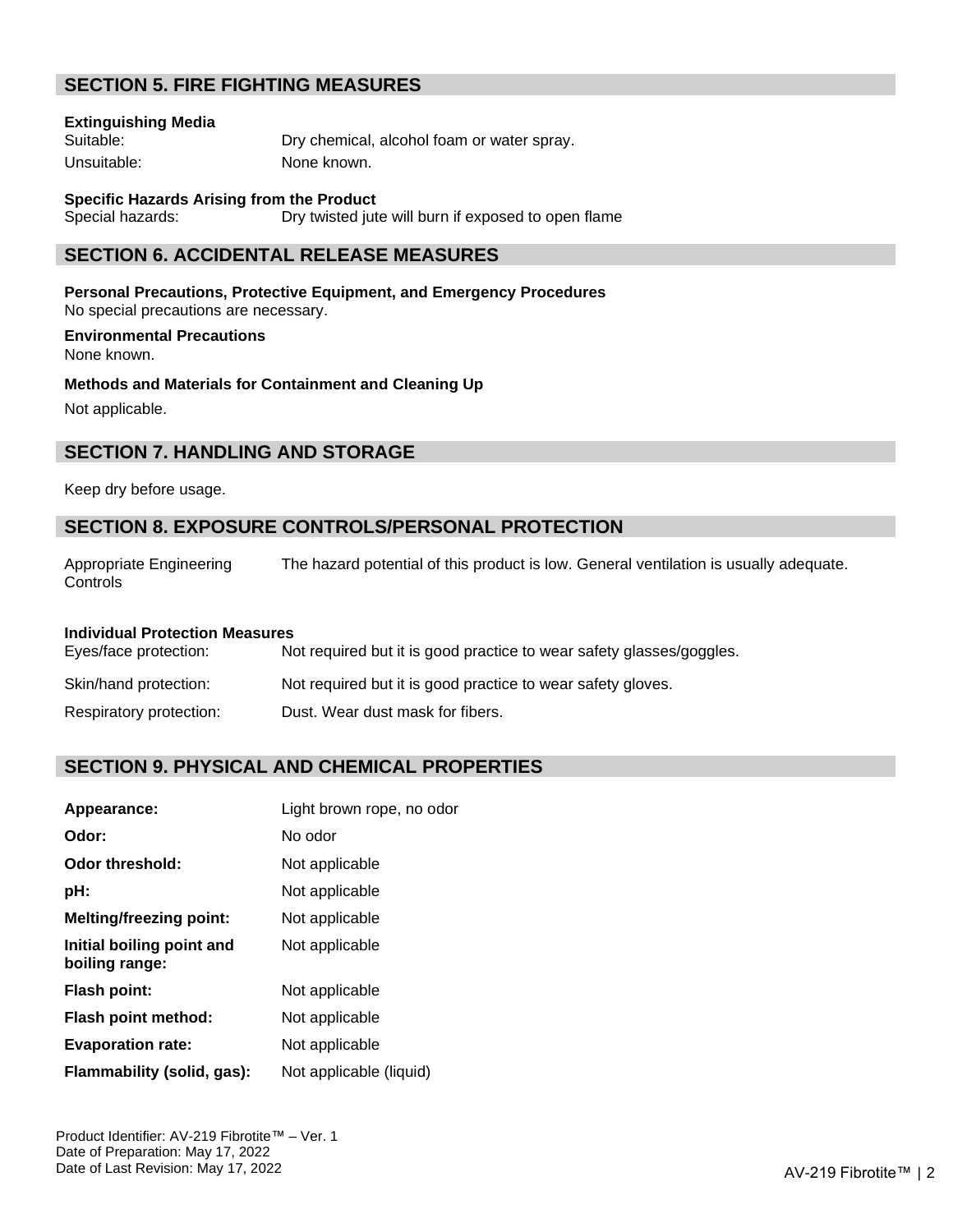## SECTION 5. FIRE FIGHTING MEASURES

**Extinguishing Media**

| | |
|---|---|
| Suitable: | Dry chemical, alcohol foam or water spray. |
| Unsuitable: | None known. |

**Specific Hazards Arising from the Product**

| | |
|---|---|
| Special hazards: | Dry twisted jute will burn if exposed to open flame |

## SECTION 6. ACCIDENTAL RELEASE MEASURES

**Personal Precautions, Protective Equipment, and Emergency Procedures**

No special precautions are necessary.

**Environmental Precautions**

None known.

**Methods and Materials for Containment and Cleaning Up**

Not applicable.

## SECTION 7. HANDLING AND STORAGE

Keep dry before usage.

## SECTION 8. EXPOSURE CONTROLS/PERSONAL PROTECTION

| | |
|---|---|
| Appropriate Engineering Controls | The hazard potential of this product is low. General ventilation is usually adequate. |

**Individual Protection Measures**

| | |
|---|---|
| Eyes/face protection: | Not required but it is good practice to wear safety glasses/goggles. |
| Skin/hand protection: | Not required but it is good practice to wear safety gloves. |
| Respiratory protection: | Dust. Wear dust mask for fibers. |

## SECTION 9. PHYSICAL AND CHEMICAL PROPERTIES

| | |
|---|---|
| **Appearance:** | Light brown rope, no odor |
| **Odor:** | No odor |
| **Odor threshold:** | Not applicable |
| **pH:** | Not applicable |
| **Melting/freezing point:** | Not applicable |
| **Initial boiling point and boiling range:** | Not applicable |
| **Flash point:** | Not applicable |
| **Flash point method:** | Not applicable |
| **Evaporation rate:** | Not applicable |
| **Flammability (solid, gas):** | Not applicable (liquid) |

Product Identifier: AV-219 Fibrotite™ – Ver. 1
Date of Preparation: May 17, 2022
Date of Last Revision: May 17, 2022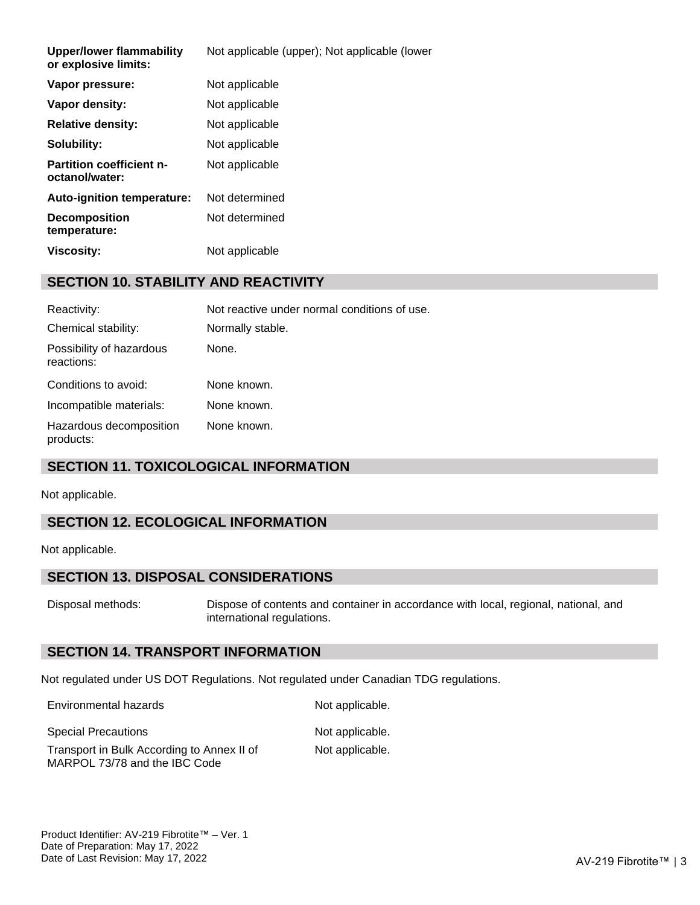| | |
|---|---|
| **Upper/lower flammability or explosive limits:** | Not applicable (upper); Not applicable (lower |
| **Vapor pressure:** | Not applicable |
| **Vapor density:** | Not applicable |
| **Relative density:** | Not applicable |
| **Solubility:** | Not applicable |
| **Partition coefficient n-octanol/water:** | Not applicable |
| **Auto-ignition temperature:** | Not determined |
| **Decomposition temperature:** | Not determined |
| **Viscosity:** | Not applicable |

## SECTION 10. STABILITY AND REACTIVITY

| | |
|---|---|
| Reactivity: | Not reactive under normal conditions of use. |
| Chemical stability: | Normally stable. |
| Possibility of hazardous reactions: | None. |
| Conditions to avoid: | None known. |
| Incompatible materials: | None known. |
| Hazardous decomposition products: | None known. |

## SECTION 11. TOXICOLOGICAL INFORMATION

Not applicable.

## SECTION 12. ECOLOGICAL INFORMATION

Not applicable.

## SECTION 13. DISPOSAL CONSIDERATIONS

| | |
|---|---|
| Disposal methods: | Dispose of contents and container in accordance with local, regional, national, and international regulations. |

## SECTION 14. TRANSPORT INFORMATION

Not regulated under US DOT Regulations. Not regulated under Canadian TDG regulations.

| | |
|---|---|
| Environmental hazards | Not applicable. |
| Special Precautions | Not applicable. |
| Transport in Bulk According to Annex II of MARPOL 73/78 and the IBC Code | Not applicable. |

Product Identifier: AV-219 Fibrotite™ – Ver. 1
Date of Preparation: May 17, 2022
Date of Last Revision: May 17, 2022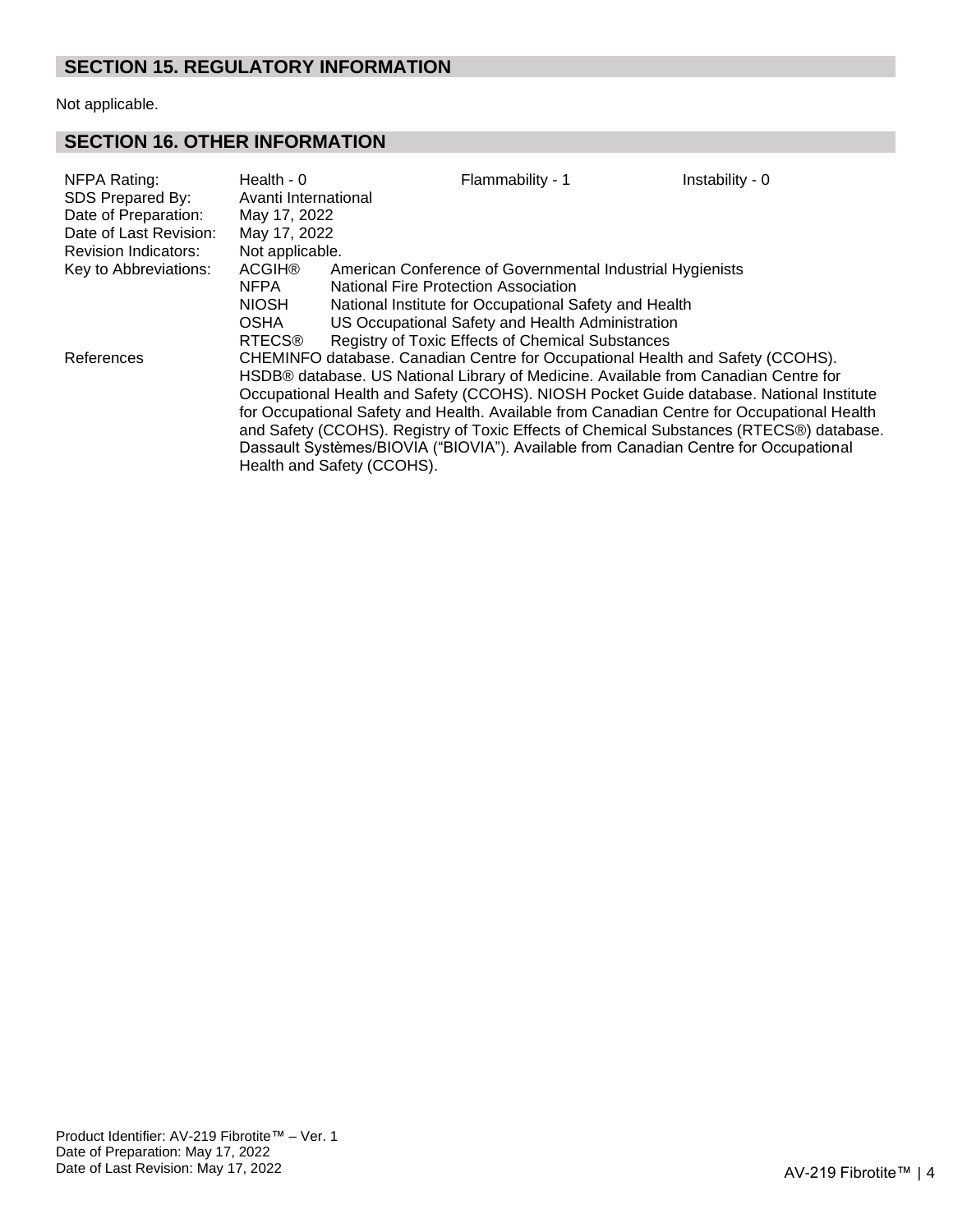## SECTION 15. REGULATORY INFORMATION

Not applicable.

## SECTION 16. OTHER INFORMATION

| | | | |
|---|---|---|---|
| NFPA Rating: | Health - 0 | Flammability - 1 | Instability - 0 |
| SDS Prepared By: | Avanti International | | |
| Date of Preparation: | May 17, 2022 | | |
| Date of Last Revision: | May 17, 2022 | | |
| Revision Indicators: | Not applicable. | | |

Key to Abbreviations:

| | |
|---|---|
| ACGIH® | American Conference of Governmental Industrial Hygienists |
| NFPA | National Fire Protection Association |
| NIOSH | National Institute for Occupational Safety and Health |
| OSHA | US Occupational Safety and Health Administration |
| RTECS® | Registry of Toxic Effects of Chemical Substances |

References: CHEMINFO database. Canadian Centre for Occupational Health and Safety (CCOHS). HSDB® database. US National Library of Medicine. Available from Canadian Centre for Occupational Health and Safety (CCOHS). NIOSH Pocket Guide database. National Institute for Occupational Safety and Health. Available from Canadian Centre for Occupational Health and Safety (CCOHS). Registry of Toxic Effects of Chemical Substances (RTECS®) database. Dassault Systèmes/BIOVIA ("BIOVIA"). Available from Canadian Centre for Occupational Health and Safety (CCOHS).